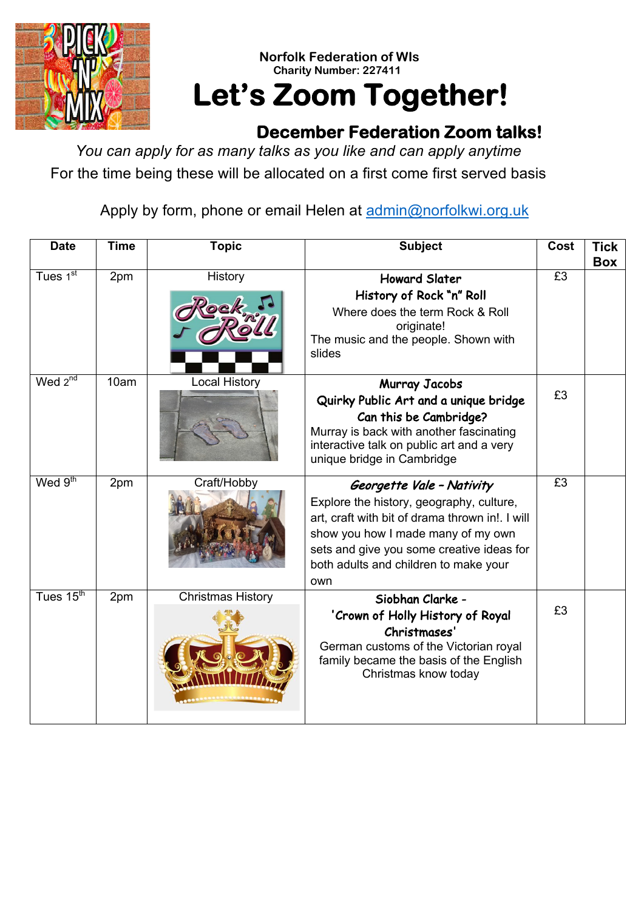Norfolk Federation of WIs

Charity Number: 227411

# Let's Zoom Together!

## December Federation Zoom talks!

*You can apply for as many talks as you like and can apply anytime*

For the time being these will be allocated on a first come first served basis

Apply by form, phone or email Helen at admin@norfolkwi.org.uk

| Date | Time | Topic | Subject | Cost | Tick Box |
|---|---|---|---|---|---|
| Tues 1st | 2pm | History | **Howard Slater** **History of Rock "n" Roll** Where does the term Rock & Roll originate! The music and the people. Shown with slides | £3 | |
| Wed 2nd | 10am | Local History | **Murray Jacobs** **Quirky Public Art and a unique bridge** **Can this be Cambridge?** Murray is back with another fascinating interactive talk on public art and a very unique bridge in Cambridge | £3 | |
| Wed 9th | 2pm | Craft/Hobby | ***Georgette Vale – Nativity*** Explore the history, geography, culture, art, craft with bit of drama thrown in!. I will show you how I made many of my own sets and give you some creative ideas for both adults and children to make your own | £3 | |
| Tues 15th | 2pm | Christmas History | **Siobhan Clarke -** **'Crown of Holly History of Royal Christmases'** German customs of the Victorian royal family became the basis of the English Christmas know today | £3 | |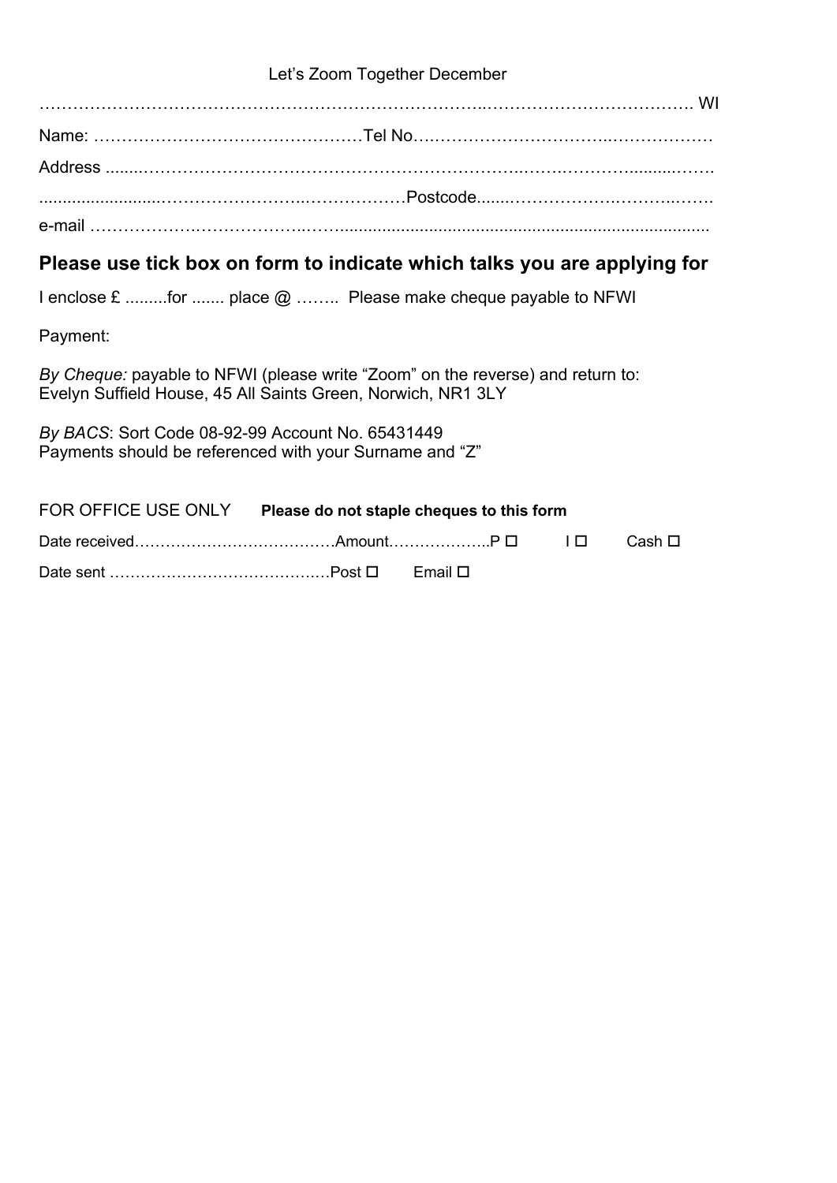Let's Zoom Together December

……………………………………………………………………..………………………………. WI

Name: …………………………….…………Tel No….………………………..………………

Address .......……………………………………………………….…….………..........…….

.........................……………………..………………Postcode.......…………….………..…….

e-mail ……………….……………….……...............................................................................

## Please use tick box on form to indicate which talks you are applying for

I enclose £ .........for ....... place @ …….. Please make cheque payable to NFWI

Payment:

*By Cheque:* payable to NFWI (please write "Zoom" on the reverse) and return to:
Evelyn Suffield House, 45 All Saints Green, Norwich, NR1 3LY

*By BACS*: Sort Code 08-92-99 Account No. 65431449
Payments should be referenced with your Surname and "Z"

FOR OFFICE USE ONLY **Please do not staple cheques to this form**

Date received…………………………………Amount………………..P ☐ I ☐ Cash ☐

Date sent ……………………………….……Post ☐ Email ☐